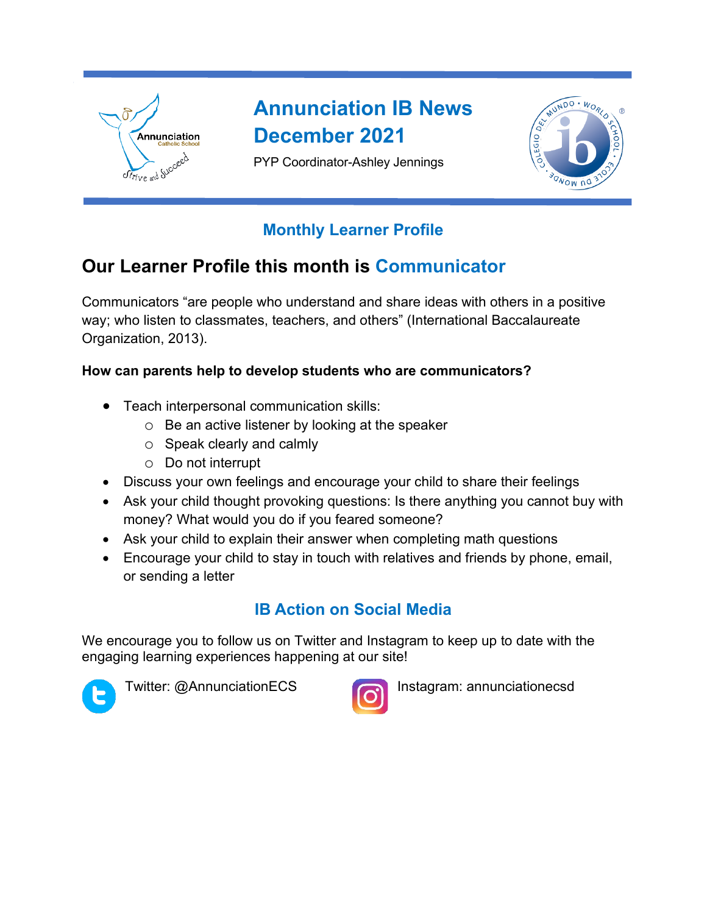# Annunciation IB News
# December 2021

PYP Coordinator-Ashley Jennings

## Monthly Learner Profile

## Our Learner Profile this month is Communicator

Communicators "are people who understand and share ideas with others in a positive way; who listen to classmates, teachers, and others" (International Baccalaureate Organization, 2013).

**How can parents help to develop students who are communicators?**

- Teach interpersonal communication skills:
  - Be an active listener by looking at the speaker
  - Speak clearly and calmly
  - Do not interrupt
- Discuss your own feelings and encourage your child to share their feelings
- Ask your child thought provoking questions: Is there anything you cannot buy with money? What would you do if you feared someone?
- Ask your child to explain their answer when completing math questions
- Encourage your child to stay in touch with relatives and friends by phone, email, or sending a letter

## IB Action on Social Media

We encourage you to follow us on Twitter and Instagram to keep up to date with the engaging learning experiences happening at our site!

Twitter: @AnnunciationECS

Instagram: annunciationecsd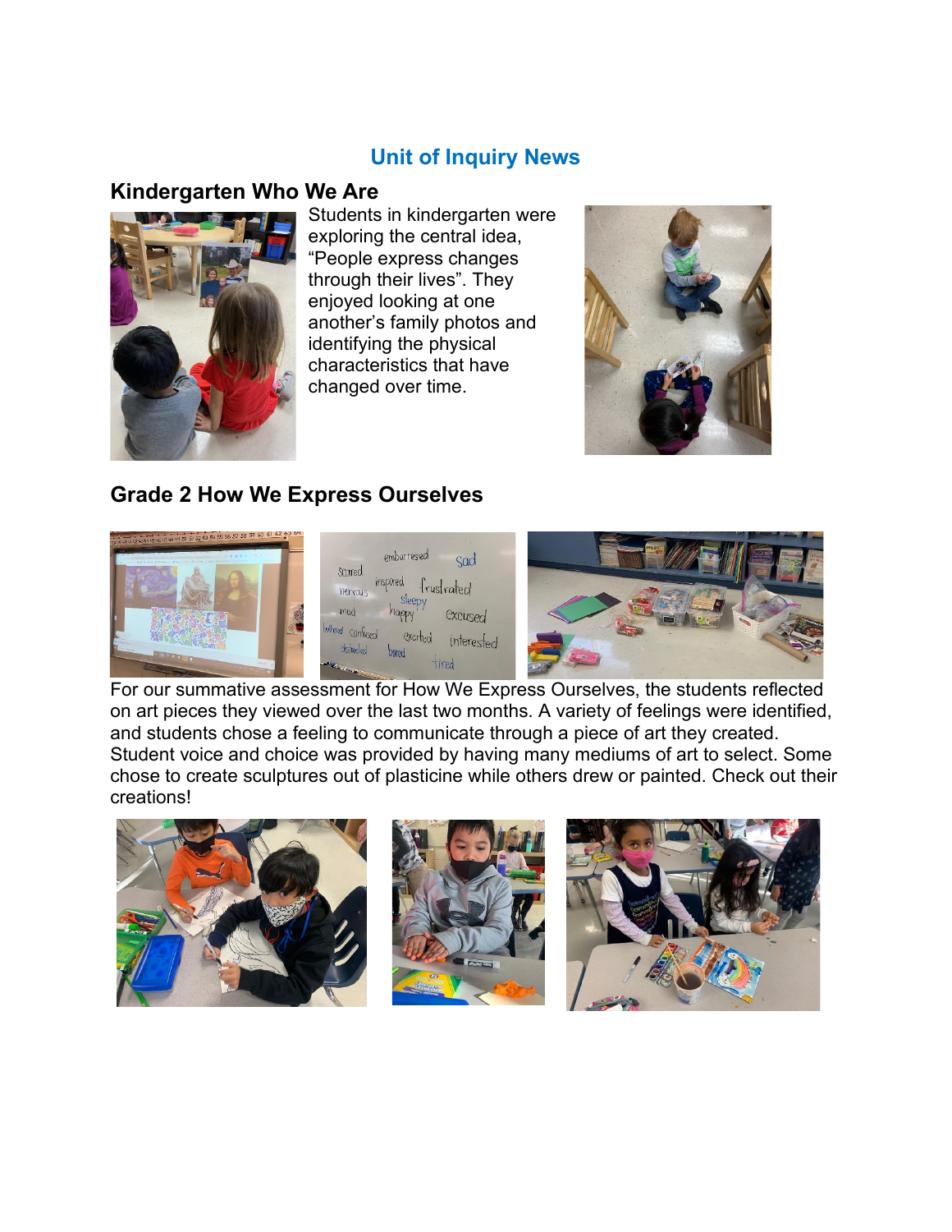## Unit of Inquiry News

### Kindergarten Who We Are

Students in kindergarten were exploring the central idea, "People express changes through their lives". They enjoyed looking at one another's family photos and identifying the physical characteristics that have changed over time.

### Grade 2 How We Express Ourselves

For our summative assessment for How We Express Ourselves, the students reflected on art pieces they viewed over the last two months. A variety of feelings were identified, and students chose a feeling to communicate through a piece of art they created. Student voice and choice was provided by having many mediums of art to select. Some chose to create sculptures out of plasticine while others drew or painted. Check out their creations!